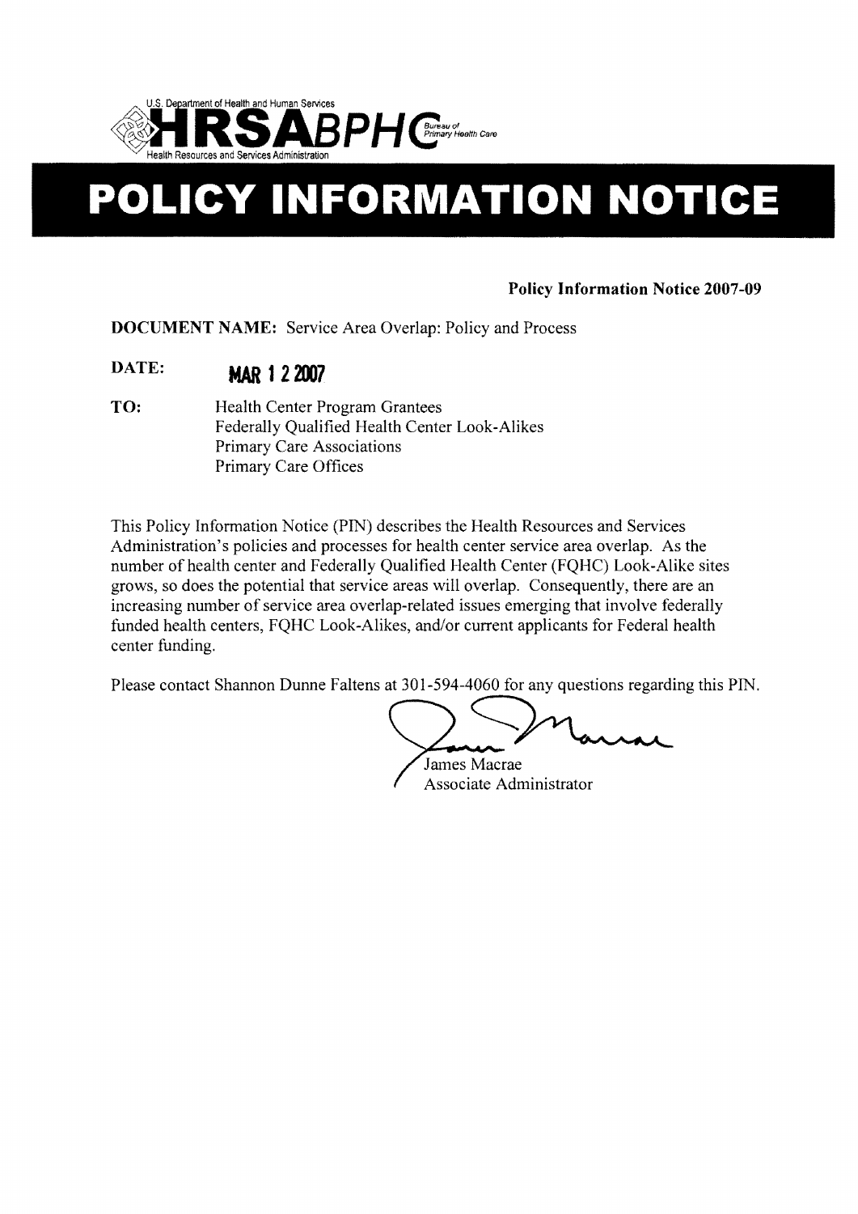U.S. Department of Health and Human Services

**HRSA BPHC** Bureau of Primary Health Care

Health Resources and Services Administration

# POLICY INFORMATION NOTICE

**Policy Information Notice 2007-09**

**DOCUMENT NAME:** Service Area Overlap: Policy and Process

**DATE:** MAR 12 2007

**TO:** Health Center Program Grantees
Federally Qualified Health Center Look-Alikes
Primary Care Associations
Primary Care Offices

This Policy Information Notice (PIN) describes the Health Resources and Services Administration's policies and processes for health center service area overlap. As the number of health center and Federally Qualified Health Center (FQHC) Look-Alike sites grows, so does the potential that service areas will overlap. Consequently, there are an increasing number of service area overlap-related issues emerging that involve federally funded health centers, FQHC Look-Alikes, and/or current applicants for Federal health center funding.

Please contact Shannon Dunne Faltens at 301-594-4060 for any questions regarding this PIN.

James Macrae
Associate Administrator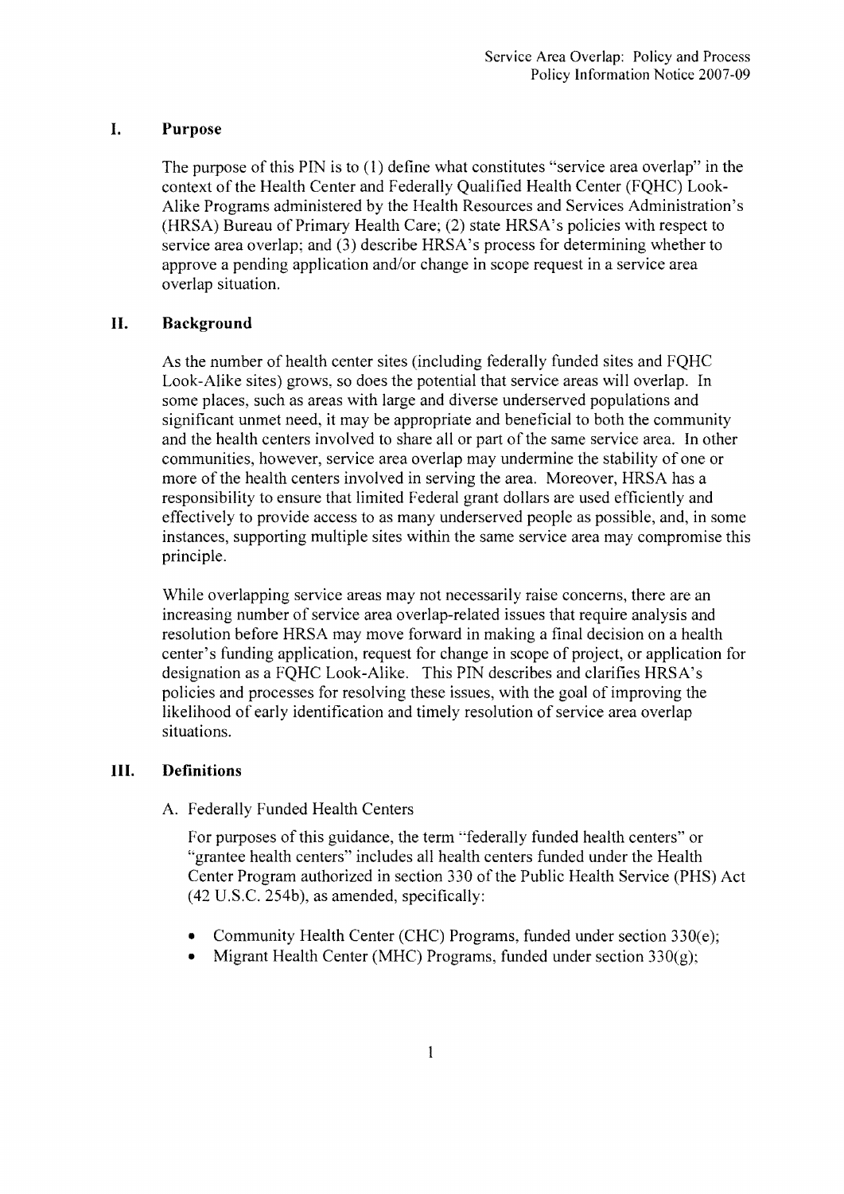## I. Purpose

The purpose of this PIN is to (1) define what constitutes "service area overlap" in the context of the Health Center and Federally Qualified Health Center (FQHC) Look-Alike Programs administered by the Health Resources and Services Administration's (HRSA) Bureau of Primary Health Care; (2) state HRSA's policies with respect to service area overlap; and (3) describe HRSA's process for determining whether to approve a pending application and/or change in scope request in a service area overlap situation.

## II. Background

As the number of health center sites (including federally funded sites and FQHC Look-Alike sites) grows, so does the potential that service areas will overlap. In some places, such as areas with large and diverse underserved populations and significant unmet need, it may be appropriate and beneficial to both the community and the health centers involved to share all or part of the same service area. In other communities, however, service area overlap may undermine the stability of one or more of the health centers involved in serving the area. Moreover, HRSA has a responsibility to ensure that limited Federal grant dollars are used efficiently and effectively to provide access to as many underserved people as possible, and, in some instances, supporting multiple sites within the same service area may compromise this principle.

While overlapping service areas may not necessarily raise concerns, there are an increasing number of service area overlap-related issues that require analysis and resolution before HRSA may move forward in making a final decision on a health center's funding application, request for change in scope of project, or application for designation as a FQHC Look-Alike. This PIN describes and clarifies HRSA's policies and processes for resolving these issues, with the goal of improving the likelihood of early identification and timely resolution of service area overlap situations.

## III. Definitions

A. Federally Funded Health Centers

For purposes of this guidance, the term "federally funded health centers" or "grantee health centers" includes all health centers funded under the Health Center Program authorized in section 330 of the Public Health Service (PHS) Act (42 U.S.C. 254b), as amended, specifically:

- Community Health Center (CHC) Programs, funded under section 330(e);
- Migrant Health Center (MHC) Programs, funded under section 330(g);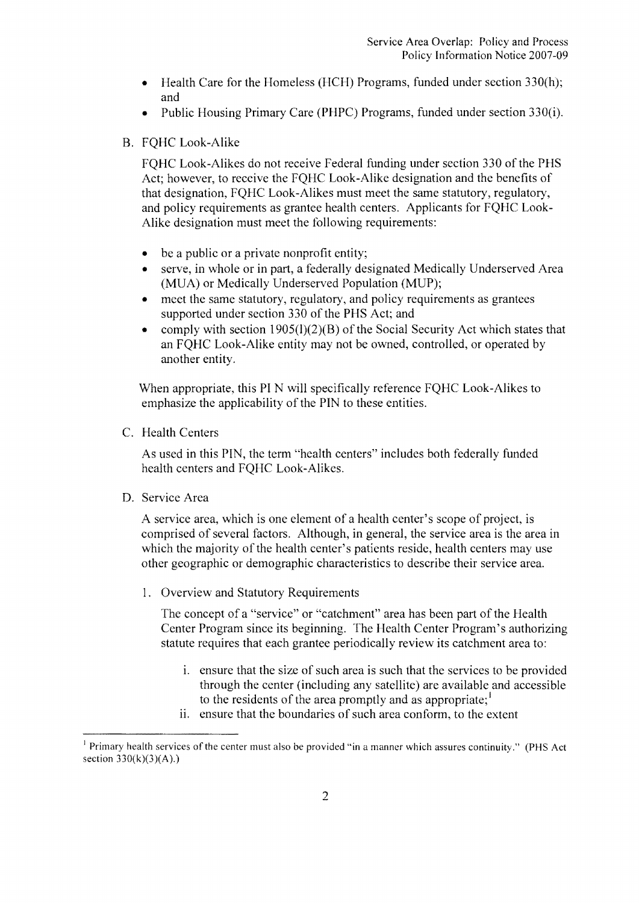- Health Care for the Homeless (HCH) Programs, funded under section 330(h); and
- Public Housing Primary Care (PHPC) Programs, funded under section 330(i).

B. FQHC Look-Alike

FQHC Look-Alikes do not receive Federal funding under section 330 of the PHS Act; however, to receive the FQHC Look-Alike designation and the benefits of that designation, FQHC Look-Alikes must meet the same statutory, regulatory, and policy requirements as grantee health centers. Applicants for FQHC Look-Alike designation must meet the following requirements:

- be a public or a private nonprofit entity;
- serve, in whole or in part, a federally designated Medically Underserved Area (MUA) or Medically Underserved Population (MUP);
- meet the same statutory, regulatory, and policy requirements as grantees supported under section 330 of the PHS Act; and
- comply with section 1905(l)(2)(B) of the Social Security Act which states that an FQHC Look-Alike entity may not be owned, controlled, or operated by another entity.

When appropriate, this PI N will specifically reference FQHC Look-Alikes to emphasize the applicability of the PIN to these entities.

C. Health Centers

As used in this PIN, the term "health centers" includes both federally funded health centers and FQHC Look-Alikes.

D. Service Area

A service area, which is one element of a health center's scope of project, is comprised of several factors. Although, in general, the service area is the area in which the majority of the health center's patients reside, health centers may use other geographic or demographic characteristics to describe their service area.

1. Overview and Statutory Requirements

The concept of a "service" or "catchment" area has been part of the Health Center Program since its beginning. The Health Center Program's authorizing statute requires that each grantee periodically review its catchment area to:

i. ensure that the size of such area is such that the services to be provided through the center (including any satellite) are available and accessible to the residents of the area promptly and as appropriate;[1]

ii. ensure that the boundaries of such area conform, to the extent

[1] Primary health services of the center must also be provided "in a manner which assures continuity." (PHS Act section 330(k)(3)(A).)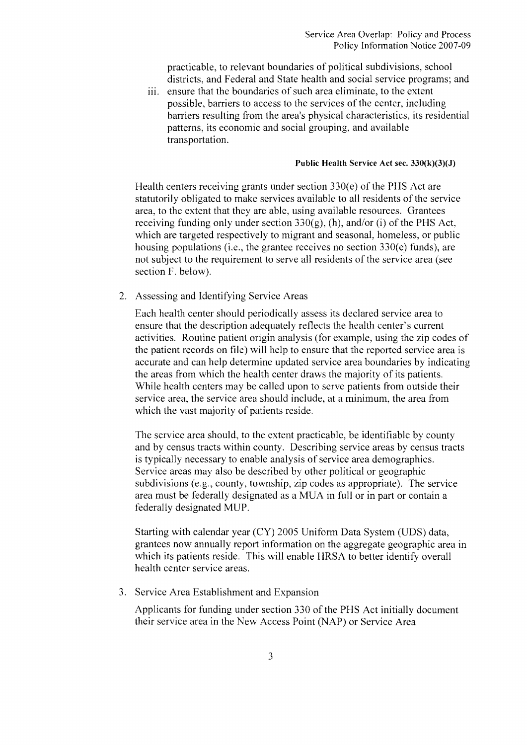practicable, to relevant boundaries of political subdivisions, school districts, and Federal and State health and social service programs; and

iii. ensure that the boundaries of such area eliminate, to the extent possible, barriers to access to the services of the center, including barriers resulting from the area's physical characteristics, its residential patterns, its economic and social grouping, and available transportation.

**Public Health Service Act sec. 330(k)(3)(J)**

Health centers receiving grants under section 330(e) of the PHS Act are statutorily obligated to make services available to all residents of the service area, to the extent that they are able, using available resources. Grantees receiving funding only under section 330(g), (h), and/or (i) of the PHS Act, which are targeted respectively to migrant and seasonal, homeless, or public housing populations (i.e., the grantee receives no section 330(e) funds), are not subject to the requirement to serve all residents of the service area (see section F. below).

2. Assessing and Identifying Service Areas

Each health center should periodically assess its declared service area to ensure that the description adequately reflects the health center's current activities. Routine patient origin analysis (for example, using the zip codes of the patient records on file) will help to ensure that the reported service area is accurate and can help determine updated service area boundaries by indicating the areas from which the health center draws the majority of its patients. While health centers may be called upon to serve patients from outside their service area, the service area should include, at a minimum, the area from which the vast majority of patients reside.

The service area should, to the extent practicable, be identifiable by county and by census tracts within county. Describing service areas by census tracts is typically necessary to enable analysis of service area demographics. Service areas may also be described by other political or geographic subdivisions (e.g., county, township, zip codes as appropriate). The service area must be federally designated as a MUA in full or in part or contain a federally designated MUP.

Starting with calendar year (CY) 2005 Uniform Data System (UDS) data, grantees now annually report information on the aggregate geographic area in which its patients reside. This will enable HRSA to better identify overall health center service areas.

3. Service Area Establishment and Expansion

Applicants for funding under section 330 of the PHS Act initially document their service area in the New Access Point (NAP) or Service Area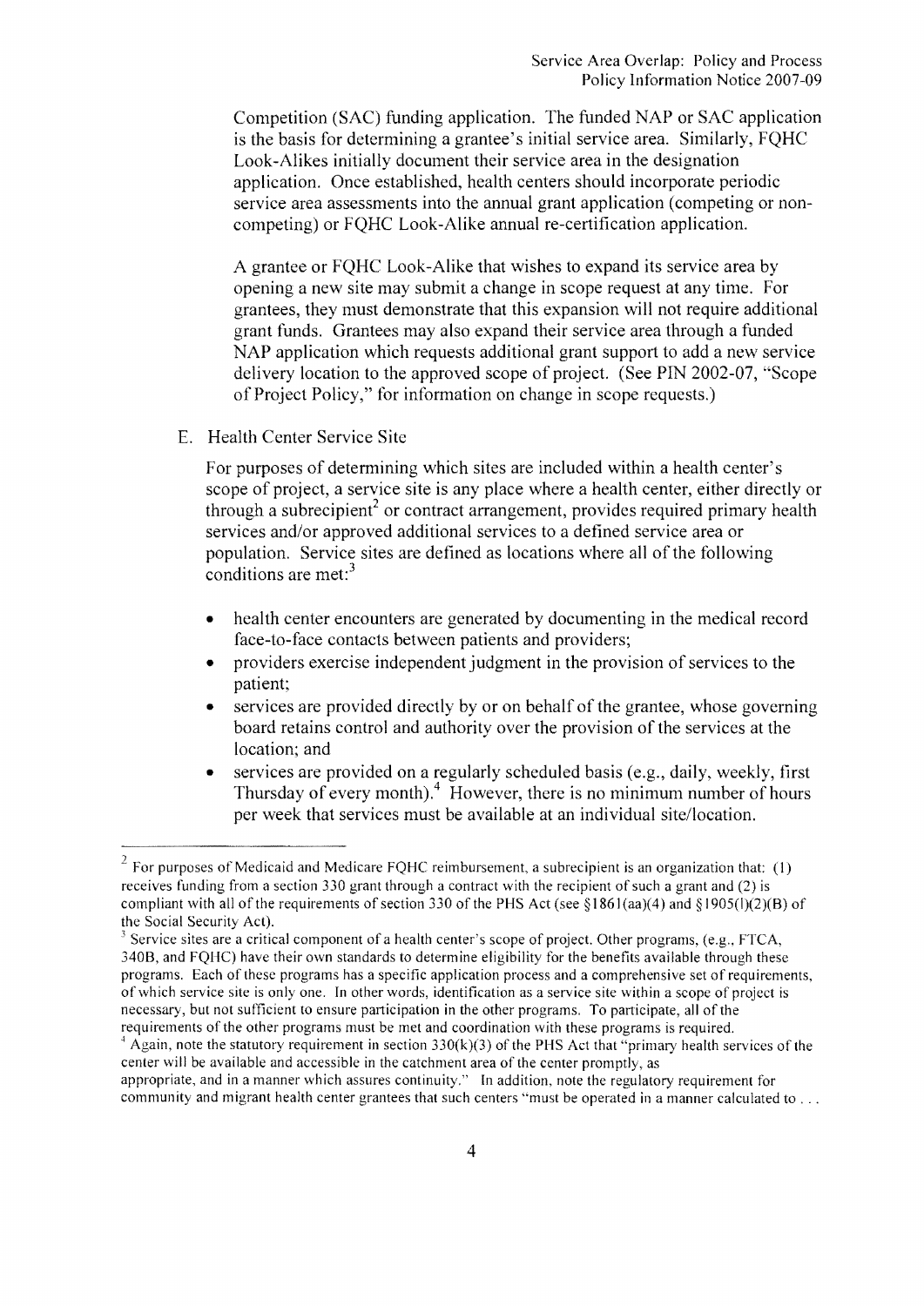Competition (SAC) funding application. The funded NAP or SAC application is the basis for determining a grantee's initial service area. Similarly, FQHC Look-Alikes initially document their service area in the designation application. Once established, health centers should incorporate periodic service area assessments into the annual grant application (competing or non-competing) or FQHC Look-Alike annual re-certification application.

A grantee or FQHC Look-Alike that wishes to expand its service area by opening a new site may submit a change in scope request at any time. For grantees, they must demonstrate that this expansion will not require additional grant funds. Grantees may also expand their service area through a funded NAP application which requests additional grant support to add a new service delivery location to the approved scope of project. (See PIN 2002-07, "Scope of Project Policy," for information on change in scope requests.)

E. Health Center Service Site

For purposes of determining which sites are included within a health center's scope of project, a service site is any place where a health center, either directly or through a subrecipient[2] or contract arrangement, provides required primary health services and/or approved additional services to a defined service area or population. Service sites are defined as locations where all of the following conditions are met:[3]

- health center encounters are generated by documenting in the medical record face-to-face contacts between patients and providers;
- providers exercise independent judgment in the provision of services to the patient;
- services are provided directly by or on behalf of the grantee, whose governing board retains control and authority over the provision of the services at the location; and
- services are provided on a regularly scheduled basis (e.g., daily, weekly, first Thursday of every month).[4] However, there is no minimum number of hours per week that services must be available at an individual site/location.

---

[2] For purposes of Medicaid and Medicare FQHC reimbursement, a subrecipient is an organization that: (1) receives funding from a section 330 grant through a contract with the recipient of such a grant and (2) is compliant with all of the requirements of section 330 of the PHS Act (see §1861(aa)(4) and §1905(l)(2)(B) of the Social Security Act).

[3] Service sites are a critical component of a health center's scope of project. Other programs, (e.g., FTCA, 340B, and FQHC) have their own standards to determine eligibility for the benefits available through these programs. Each of these programs has a specific application process and a comprehensive set of requirements, of which service site is only one. In other words, identification as a service site within a scope of project is necessary, but not sufficient to ensure participation in the other programs. To participate, all of the requirements of the other programs must be met and coordination with these programs is required.

[4] Again, note the statutory requirement in section 330(k)(3) of the PHS Act that "primary health services of the center will be available and accessible in the catchment area of the center promptly, as appropriate, and in a manner which assures continuity." In addition, note the regulatory requirement for community and migrant health center grantees that such centers "must be operated in a manner calculated to . . .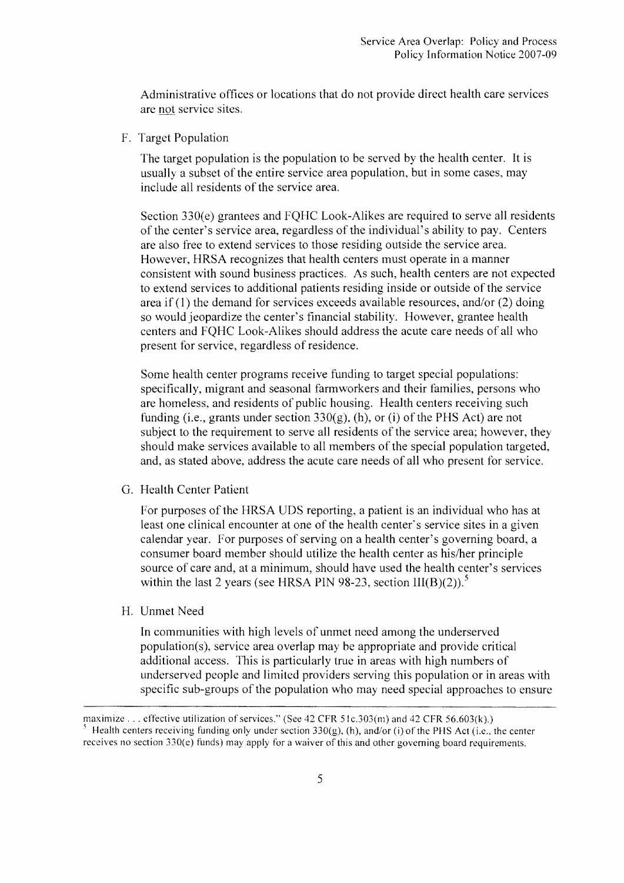Administrative offices or locations that do not provide direct health care services are not service sites.

F. Target Population

The target population is the population to be served by the health center. It is usually a subset of the entire service area population, but in some cases, may include all residents of the service area.

Section 330(e) grantees and FQHC Look-Alikes are required to serve all residents of the center's service area, regardless of the individual's ability to pay. Centers are also free to extend services to those residing outside the service area. However, HRSA recognizes that health centers must operate in a manner consistent with sound business practices. As such, health centers are not expected to extend services to additional patients residing inside or outside of the service area if (1) the demand for services exceeds available resources, and/or (2) doing so would jeopardize the center's financial stability. However, grantee health centers and FQHC Look-Alikes should address the acute care needs of all who present for service, regardless of residence.

Some health center programs receive funding to target special populations: specifically, migrant and seasonal farmworkers and their families, persons who are homeless, and residents of public housing. Health centers receiving such funding (i.e., grants under section 330(g), (h), or (i) of the PHS Act) are not subject to the requirement to serve all residents of the service area; however, they should make services available to all members of the special population targeted, and, as stated above, address the acute care needs of all who present for service.

G. Health Center Patient

For purposes of the HRSA UDS reporting, a patient is an individual who has at least one clinical encounter at one of the health center's service sites in a given calendar year. For purposes of serving on a health center's governing board, a consumer board member should utilize the health center as his/her principle source of care and, at a minimum, should have used the health center's services within the last 2 years (see HRSA PIN 98-23, section III(B)(2)).[5]

H. Unmet Need

In communities with high levels of unmet need among the underserved population(s), service area overlap may be appropriate and provide critical additional access. This is particularly true in areas with high numbers of underserved people and limited providers serving this population or in areas with specific sub-groups of the population who may need special approaches to ensure

---

maximize . . . effective utilization of services." (See 42 CFR 51c.303(m) and 42 CFR 56.603(k).)

[5] Health centers receiving funding only under section 330(g), (h), and/or (i) of the PHS Act (i.e., the center receives no section 330(e) funds) may apply for a waiver of this and other governing board requirements.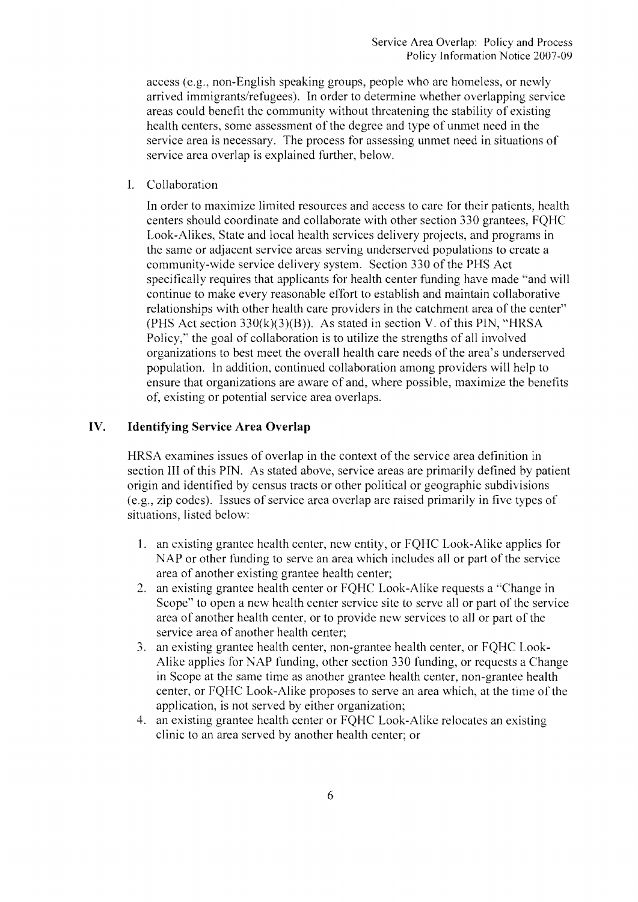access (e.g., non-English speaking groups, people who are homeless, or newly arrived immigrants/refugees). In order to determine whether overlapping service areas could benefit the community without threatening the stability of existing health centers, some assessment of the degree and type of unmet need in the service area is necessary. The process for assessing unmet need in situations of service area overlap is explained further, below.

I. Collaboration

In order to maximize limited resources and access to care for their patients, health centers should coordinate and collaborate with other section 330 grantees, FQHC Look-Alikes, State and local health services delivery projects, and programs in the same or adjacent service areas serving underserved populations to create a community-wide service delivery system. Section 330 of the PHS Act specifically requires that applicants for health center funding have made "and will continue to make every reasonable effort to establish and maintain collaborative relationships with other health care providers in the catchment area of the center" (PHS Act section 330(k)(3)(B)). As stated in section V. of this PIN, "HRSA Policy," the goal of collaboration is to utilize the strengths of all involved organizations to best meet the overall health care needs of the area's underserved population. In addition, continued collaboration among providers will help to ensure that organizations are aware of and, where possible, maximize the benefits of, existing or potential service area overlaps.

## IV. Identifying Service Area Overlap

HRSA examines issues of overlap in the context of the service area definition in section III of this PIN. As stated above, service areas are primarily defined by patient origin and identified by census tracts or other political or geographic subdivisions (e.g., zip codes). Issues of service area overlap are raised primarily in five types of situations, listed below:

1. an existing grantee health center, new entity, or FQHC Look-Alike applies for NAP or other funding to serve an area which includes all or part of the service area of another existing grantee health center;
2. an existing grantee health center or FQHC Look-Alike requests a "Change in Scope" to open a new health center service site to serve all or part of the service area of another health center, or to provide new services to all or part of the service area of another health center;
3. an existing grantee health center, non-grantee health center, or FQHC Look-Alike applies for NAP funding, other section 330 funding, or requests a Change in Scope at the same time as another grantee health center, non-grantee health center, or FQHC Look-Alike proposes to serve an area which, at the time of the application, is not served by either organization;
4. an existing grantee health center or FQHC Look-Alike relocates an existing clinic to an area served by another health center; or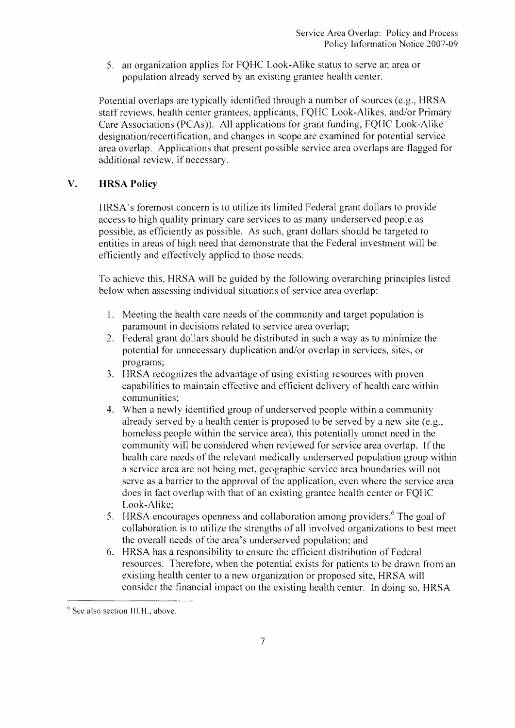5. an organization applies for FQHC Look-Alike status to serve an area or population already served by an existing grantee health center.

Potential overlaps are typically identified through a number of sources (e.g., HRSA staff reviews, health center grantees, applicants, FQHC Look-Alikes, and/or Primary Care Associations (PCAs)). All applications for grant funding, FQHC Look-Alike designation/recertification, and changes in scope are examined for potential service area overlap. Applications that present possible service area overlaps are flagged for additional review, if necessary.

## V. HRSA Policy

HRSA's foremost concern is to utilize its limited Federal grant dollars to provide access to high quality primary care services to as many underserved people as possible, as efficiently as possible. As such, grant dollars should be targeted to entities in areas of high need that demonstrate that the Federal investment will be efficiently and effectively applied to those needs.

To achieve this, HRSA will be guided by the following overarching principles listed below when assessing individual situations of service area overlap:

1. Meeting the health care needs of the community and target population is paramount in decisions related to service area overlap;
2. Federal grant dollars should be distributed in such a way as to minimize the potential for unnecessary duplication and/or overlap in services, sites, or programs;
3. HRSA recognizes the advantage of using existing resources with proven capabilities to maintain effective and efficient delivery of health care within communities;
4. When a newly identified group of underserved people within a community already served by a health center is proposed to be served by a new site (e.g., homeless people within the service area), this potentially unmet need in the community will be considered when reviewed for service area overlap. If the health care needs of the relevant medically underserved population group within a service area are not being met, geographic service area boundaries will not serve as a barrier to the approval of the application, even where the service area does in fact overlap with that of an existing grantee health center or FQHC Look-Alike;
5. HRSA encourages openness and collaboration among providers.[6] The goal of collaboration is to utilize the strengths of all involved organizations to best meet the overall needs of the area's underserved population; and
6. HRSA has a responsibility to ensure the efficient distribution of Federal resources. Therefore, when the potential exists for patients to be drawn from an existing health center to a new organization or proposed site, HRSA will consider the financial impact on the existing health center. In doing so, HRSA

[6] See also section III.H., above.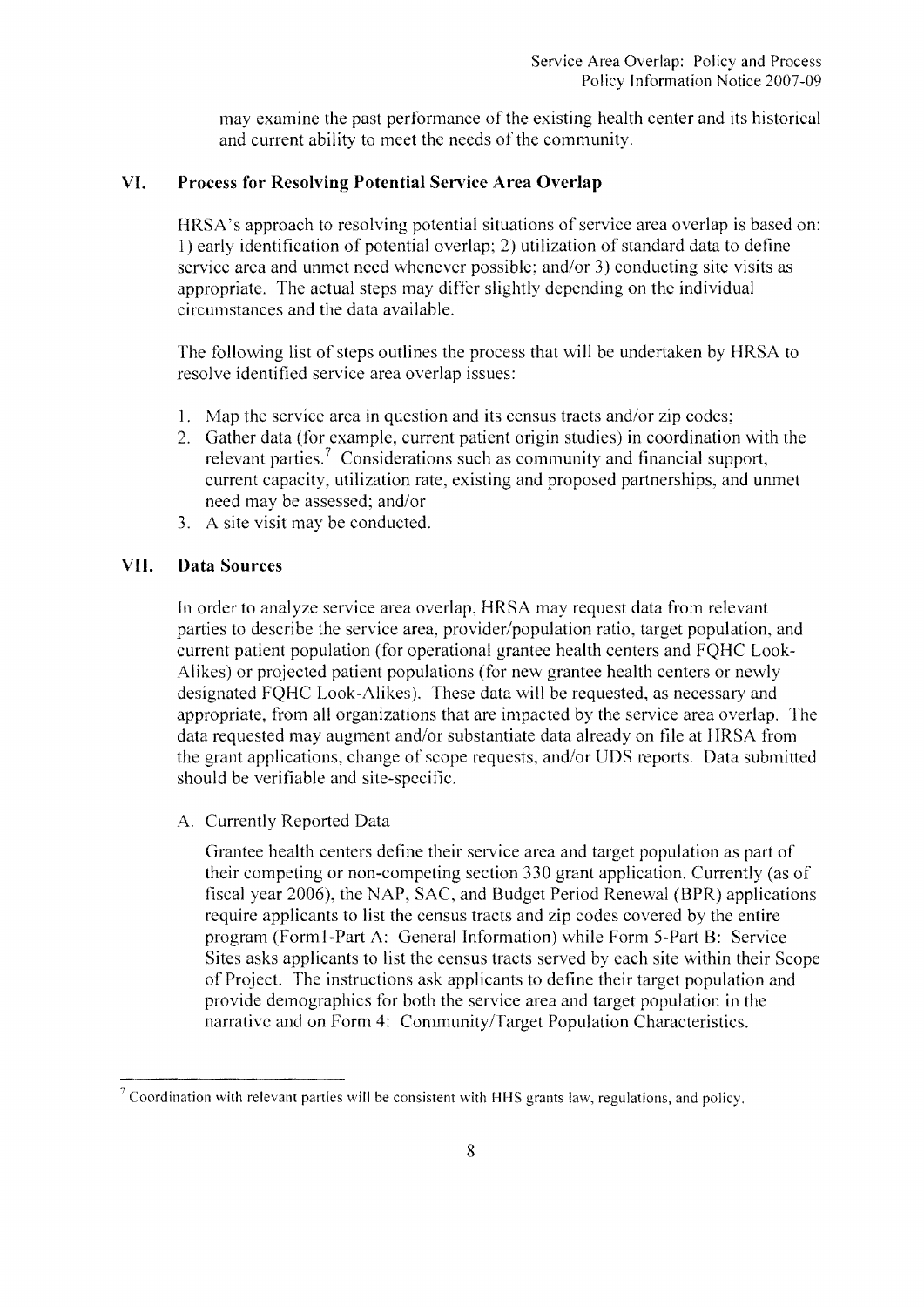may examine the past performance of the existing health center and its historical and current ability to meet the needs of the community.

## VI. Process for Resolving Potential Service Area Overlap

HRSA's approach to resolving potential situations of service area overlap is based on: 1) early identification of potential overlap; 2) utilization of standard data to define service area and unmet need whenever possible; and/or 3) conducting site visits as appropriate. The actual steps may differ slightly depending on the individual circumstances and the data available.

The following list of steps outlines the process that will be undertaken by HRSA to resolve identified service area overlap issues:

1. Map the service area in question and its census tracts and/or zip codes;
2. Gather data (for example, current patient origin studies) in coordination with the relevant parties.[7] Considerations such as community and financial support, current capacity, utilization rate, existing and proposed partnerships, and unmet need may be assessed; and/or
3. A site visit may be conducted.

## VII. Data Sources

In order to analyze service area overlap, HRSA may request data from relevant parties to describe the service area, provider/population ratio, target population, and current patient population (for operational grantee health centers and FQHC Look-Alikes) or projected patient populations (for new grantee health centers or newly designated FQHC Look-Alikes). These data will be requested, as necessary and appropriate, from all organizations that are impacted by the service area overlap. The data requested may augment and/or substantiate data already on file at HRSA from the grant applications, change of scope requests, and/or UDS reports. Data submitted should be verifiable and site-specific.

### A. Currently Reported Data

Grantee health centers define their service area and target population as part of their competing or non-competing section 330 grant application. Currently (as of fiscal year 2006), the NAP, SAC, and Budget Period Renewal (BPR) applications require applicants to list the census tracts and zip codes covered by the entire program (Form1-Part A: General Information) while Form 5-Part B: Service Sites asks applicants to list the census tracts served by each site within their Scope of Project. The instructions ask applicants to define their target population and provide demographics for both the service area and target population in the narrative and on Form 4: Community/Target Population Characteristics.

---

[7] Coordination with relevant parties will be consistent with HHS grants law, regulations, and policy.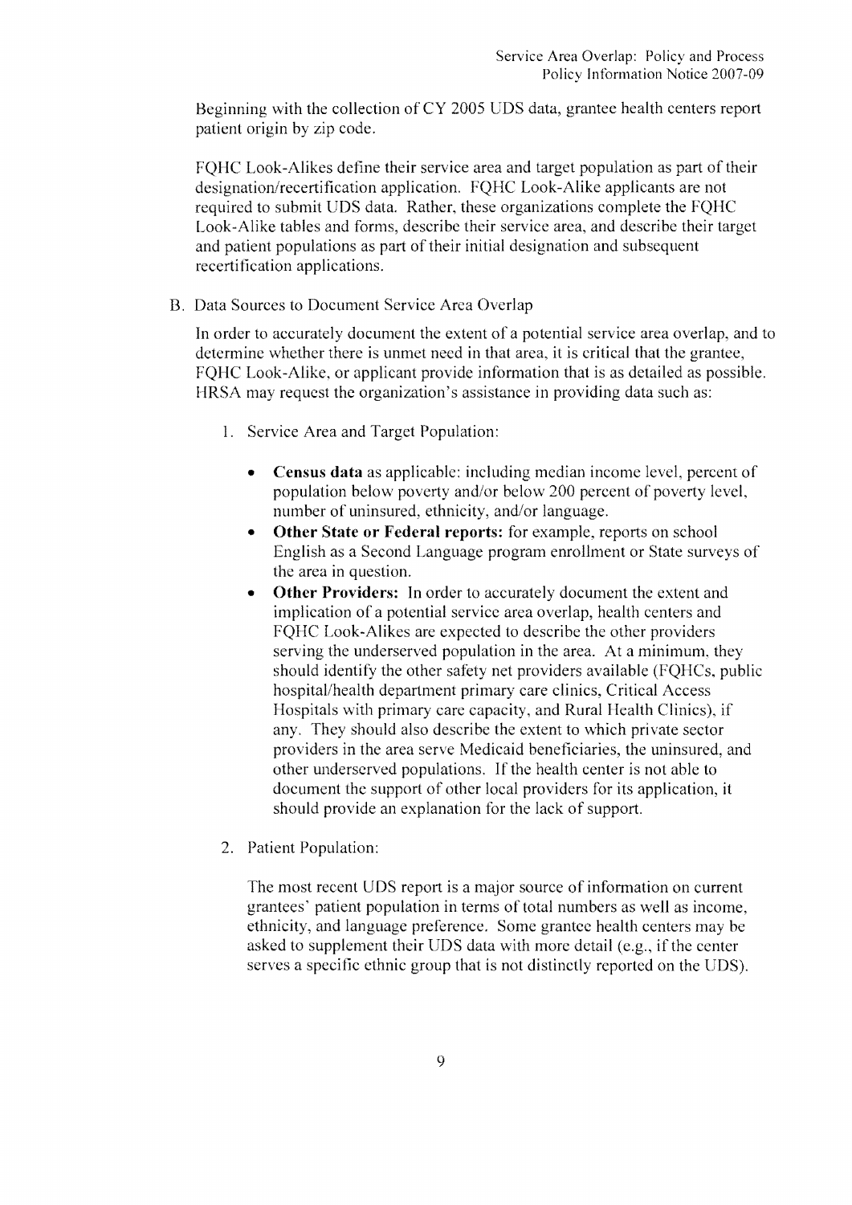Beginning with the collection of CY 2005 UDS data, grantee health centers report patient origin by zip code.

FQHC Look-Alikes define their service area and target population as part of their designation/recertification application. FQHC Look-Alike applicants are not required to submit UDS data. Rather, these organizations complete the FQHC Look-Alike tables and forms, describe their service area, and describe their target and patient populations as part of their initial designation and subsequent recertification applications.

B. Data Sources to Document Service Area Overlap

In order to accurately document the extent of a potential service area overlap, and to determine whether there is unmet need in that area, it is critical that the grantee, FQHC Look-Alike, or applicant provide information that is as detailed as possible. HRSA may request the organization's assistance in providing data such as:

1. Service Area and Target Population:

   - **Census data** as applicable: including median income level, percent of population below poverty and/or below 200 percent of poverty level, number of uninsured, ethnicity, and/or language.
   - **Other State or Federal reports:** for example, reports on school English as a Second Language program enrollment or State surveys of the area in question.
   - **Other Providers:** In order to accurately document the extent and implication of a potential service area overlap, health centers and FQHC Look-Alikes are expected to describe the other providers serving the underserved population in the area. At a minimum, they should identify the other safety net providers available (FQHCs, public hospital/health department primary care clinics, Critical Access Hospitals with primary care capacity, and Rural Health Clinics), if any. They should also describe the extent to which private sector providers in the area serve Medicaid beneficiaries, the uninsured, and other underserved populations. If the health center is not able to document the support of other local providers for its application, it should provide an explanation for the lack of support.

2. Patient Population:

   The most recent UDS report is a major source of information on current grantees' patient population in terms of total numbers as well as income, ethnicity, and language preference. Some grantee health centers may be asked to supplement their UDS data with more detail (e.g., if the center serves a specific ethnic group that is not distinctly reported on the UDS).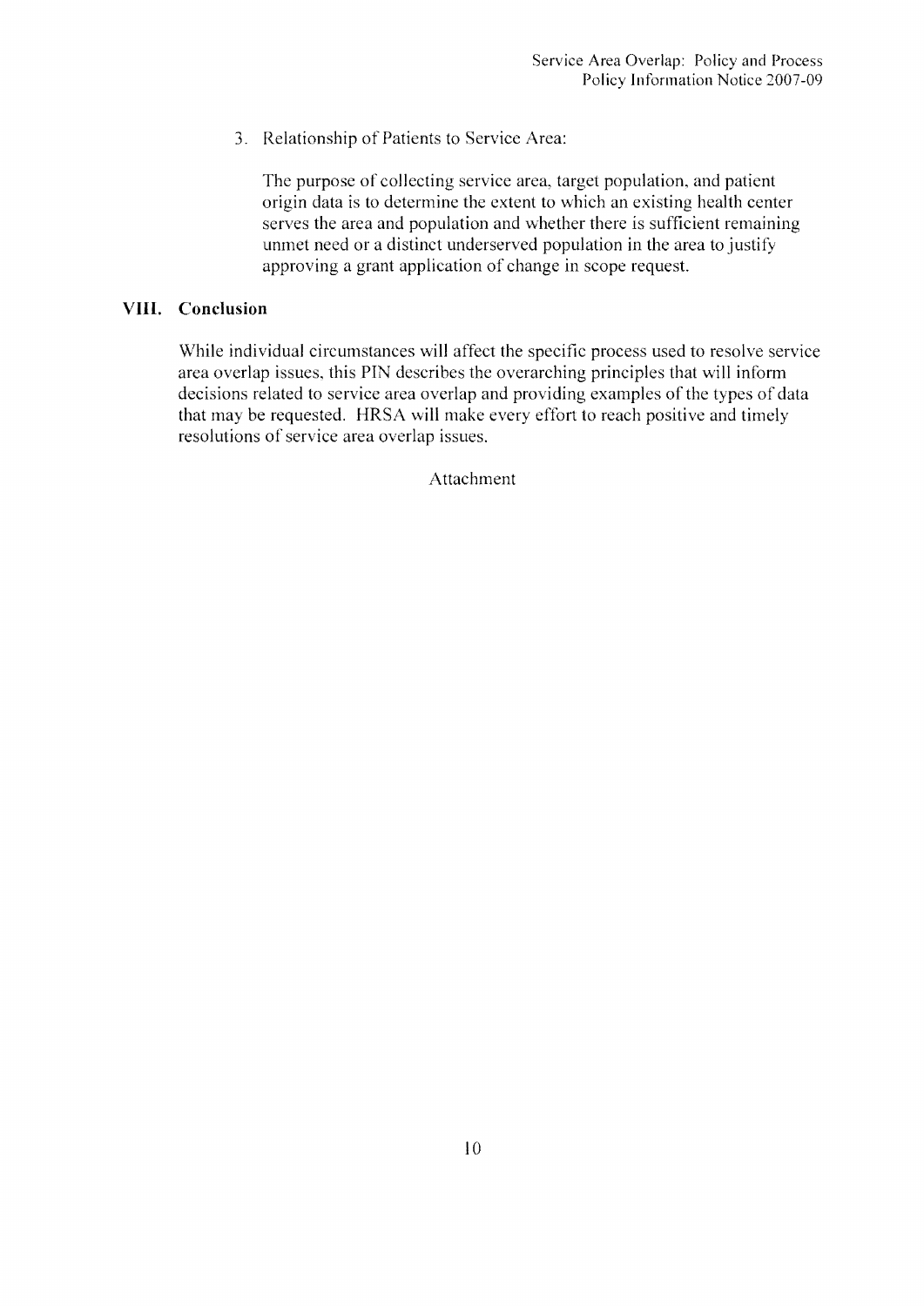3. Relationship of Patients to Service Area:

   The purpose of collecting service area, target population, and patient origin data is to determine the extent to which an existing health center serves the area and population and whether there is sufficient remaining unmet need or a distinct underserved population in the area to justify approving a grant application of change in scope request.

## VIII. Conclusion

While individual circumstances will affect the specific process used to resolve service area overlap issues, this PIN describes the overarching principles that will inform decisions related to service area overlap and providing examples of the types of data that may be requested. HRSA will make every effort to reach positive and timely resolutions of service area overlap issues.

Attachment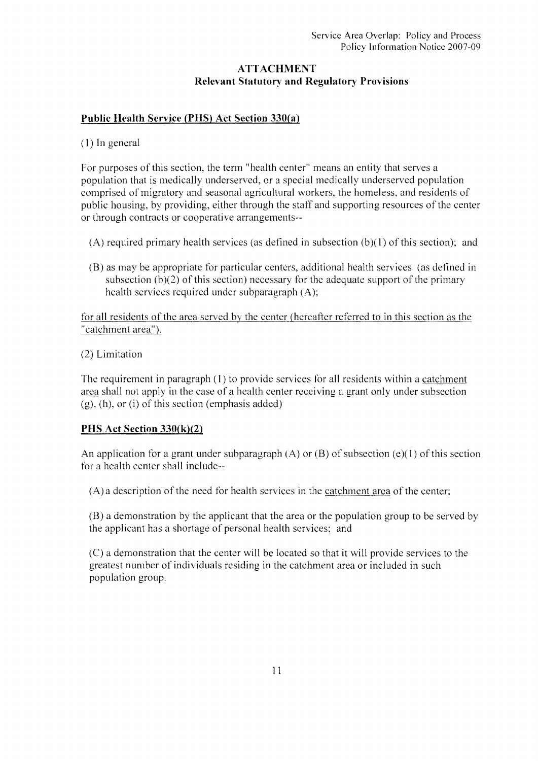## ATTACHMENT
### Relevant Statutory and Regulatory Provisions

**Public Health Service (PHS) Act Section 330(a)**

(1) In general

For purposes of this section, the term "health center" means an entity that serves a population that is medically underserved, or a special medically underserved population comprised of migratory and seasonal agricultural workers, the homeless, and residents of public housing, by providing, either through the staff and supporting resources of the center or through contracts or cooperative arrangements--

(A) required primary health services (as defined in subsection (b)(1) of this section); and

(B) as may be appropriate for particular centers, additional health services (as defined in subsection (b)(2) of this section) necessary for the adequate support of the primary health services required under subparagraph (A);

<u>for all residents of the area served by the center (hereafter referred to in this section as the "catchment area").</u>

(2) Limitation

The requirement in paragraph (1) to provide services for all residents within a <u>catchment area</u> shall not apply in the case of a health center receiving a grant only under subsection (g), (h), or (i) of this section (emphasis added)

**PHS Act Section 330(k)(2)**

An application for a grant under subparagraph (A) or (B) of subsection (e)(1) of this section for a health center shall include--

(A) a description of the need for health services in the <u>catchment area</u> of the center;

(B) a demonstration by the applicant that the area or the population group to be served by the applicant has a shortage of personal health services; and

(C) a demonstration that the center will be located so that it will provide services to the greatest number of individuals residing in the catchment area or included in such population group.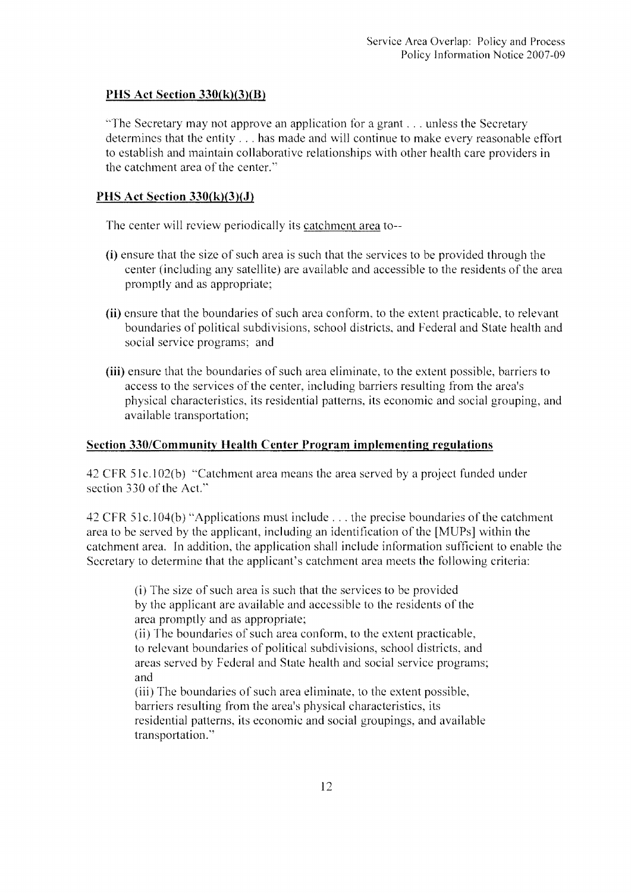**PHS Act Section 330(k)(3)(B)**

"The Secretary may not approve an application for a grant . . . unless the Secretary determines that the entity . . . has made and will continue to make every reasonable effort to establish and maintain collaborative relationships with other health care providers in the catchment area of the center."

**PHS Act Section 330(k)(3)(J)**

The center will review periodically its catchment area to--

**(i)** ensure that the size of such area is such that the services to be provided through the center (including any satellite) are available and accessible to the residents of the area promptly and as appropriate;

**(ii)** ensure that the boundaries of such area conform, to the extent practicable, to relevant boundaries of political subdivisions, school districts, and Federal and State health and social service programs; and

**(iii)** ensure that the boundaries of such area eliminate, to the extent possible, barriers to access to the services of the center, including barriers resulting from the area's physical characteristics, its residential patterns, its economic and social grouping, and available transportation;

**Section 330/Community Health Center Program implementing regulations**

42 CFR 51c.102(b) "Catchment area means the area served by a project funded under section 330 of the Act."

42 CFR 51c.104(b) "Applications must include . . . the precise boundaries of the catchment area to be served by the applicant, including an identification of the [MUPs] within the catchment area. In addition, the application shall include information sufficient to enable the Secretary to determine that the applicant's catchment area meets the following criteria:

> (i) The size of such area is such that the services to be provided by the applicant are available and accessible to the residents of the area promptly and as appropriate;
>
> (ii) The boundaries of such area conform, to the extent practicable, to relevant boundaries of political subdivisions, school districts, and areas served by Federal and State health and social service programs; and
>
> (iii) The boundaries of such area eliminate, to the extent possible, barriers resulting from the area's physical characteristics, its residential patterns, its economic and social groupings, and available transportation."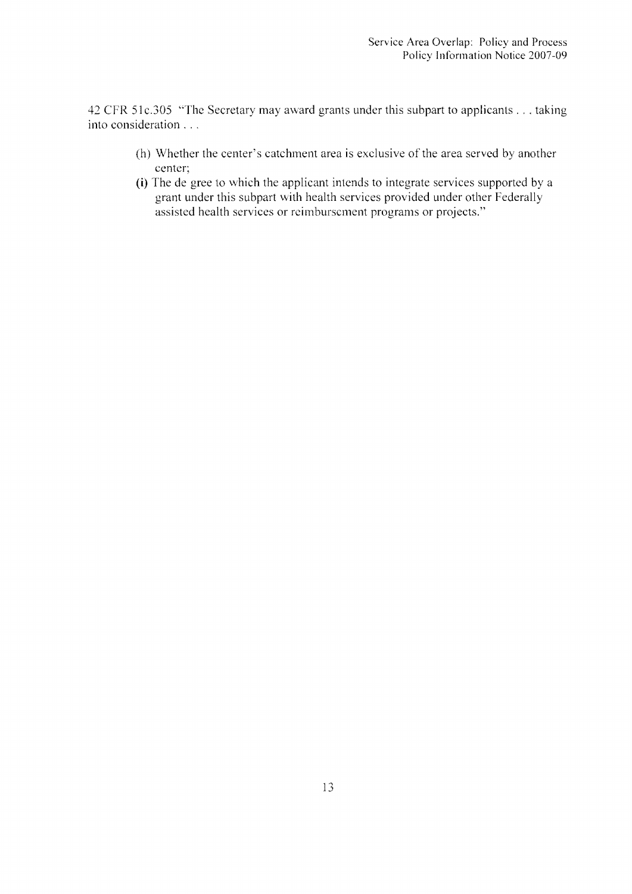42 CFR 51c.305 "The Secretary may award grants under this subpart to applicants . . . taking into consideration . . .

(h) Whether the center's catchment area is exclusive of the area served by another center;

**(i)** The de gree to which the applicant intends to integrate services supported by a grant under this subpart with health services provided under other Federally assisted health services or reimbursement programs or projects."